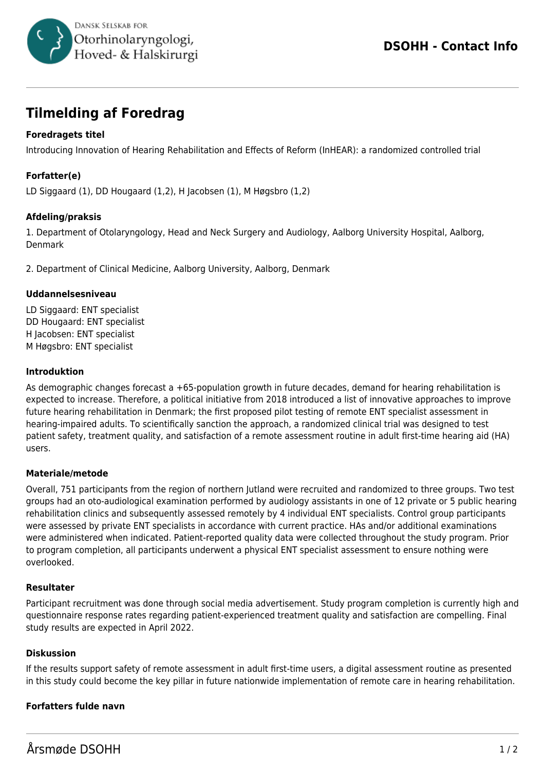# Tilmelding af Foredrag

### Foredragets titel

Introducing Innovation of Hearing Rehabilitation and Effects of Reform (InHEAR): a randomized controlled trial

### Forfatter(e)

LD Siggaard (1), DD Hougaard (1,2), H Jacobsen (1), M Høgsbro (1,2)

### Afdeling/praksis

1. Department of Otolaryngology, Head and Neck Surgery and Audiology, Aalborg University Hospital, Aalborg, Denmark

2. Department of Clinical Medicine, Aalborg University, Aalborg, Denmark

### Uddannelsesniveau

LD Siggaard: ENT specialist
DD Hougaard: ENT specialist
H Jacobsen: ENT specialist
M Høgsbro: ENT specialist

### Introduktion

As demographic changes forecast a +65-population growth in future decades, demand for hearing rehabilitation is expected to increase. Therefore, a political initiative from 2018 introduced a list of innovative approaches to improve future hearing rehabilitation in Denmark; the first proposed pilot testing of remote ENT specialist assessment in hearing-impaired adults. To scientifically sanction the approach, a randomized clinical trial was designed to test patient safety, treatment quality, and satisfaction of a remote assessment routine in adult first-time hearing aid (HA) users.

### Materiale/metode

Overall, 751 participants from the region of northern Jutland were recruited and randomized to three groups. Two test groups had an oto-audiological examination performed by audiology assistants in one of 12 private or 5 public hearing rehabilitation clinics and subsequently assessed remotely by 4 individual ENT specialists. Control group participants were assessed by private ENT specialists in accordance with current practice. HAs and/or additional examinations were administered when indicated. Patient-reported quality data were collected throughout the study program. Prior to program completion, all participants underwent a physical ENT specialist assessment to ensure nothing were overlooked.

### Resultater

Participant recruitment was done through social media advertisement. Study program completion is currently high and questionnaire response rates regarding patient-experienced treatment quality and satisfaction are compelling. Final study results are expected in April 2022.

### Diskussion

If the results support safety of remote assessment in adult first-time users, a digital assessment routine as presented in this study could become the key pillar in future nationwide implementation of remote care in hearing rehabilitation.

### Forfatters fulde navn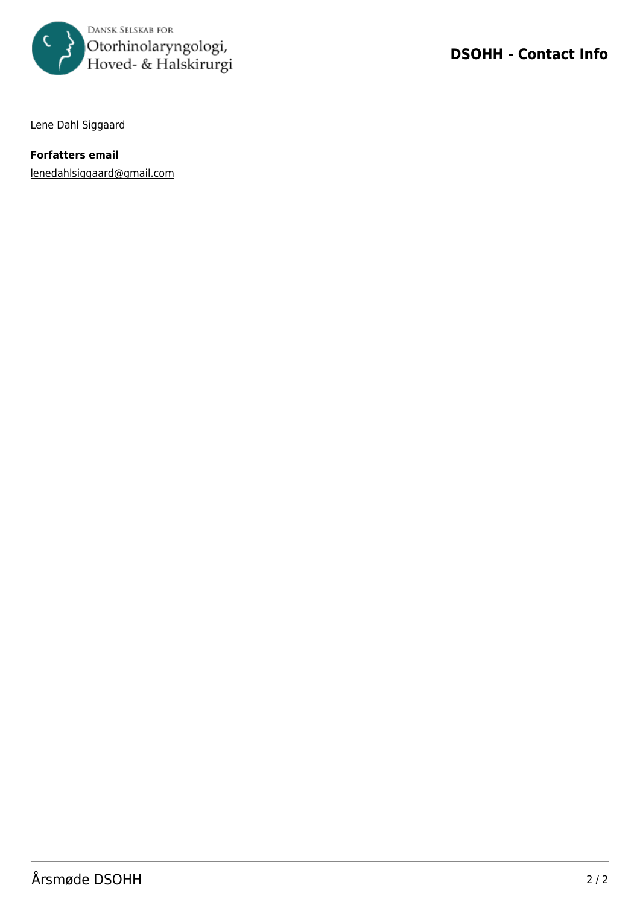Lene Dahl Siggaard

**Forfatters email**

lenedahlsiggaard@gmail.com